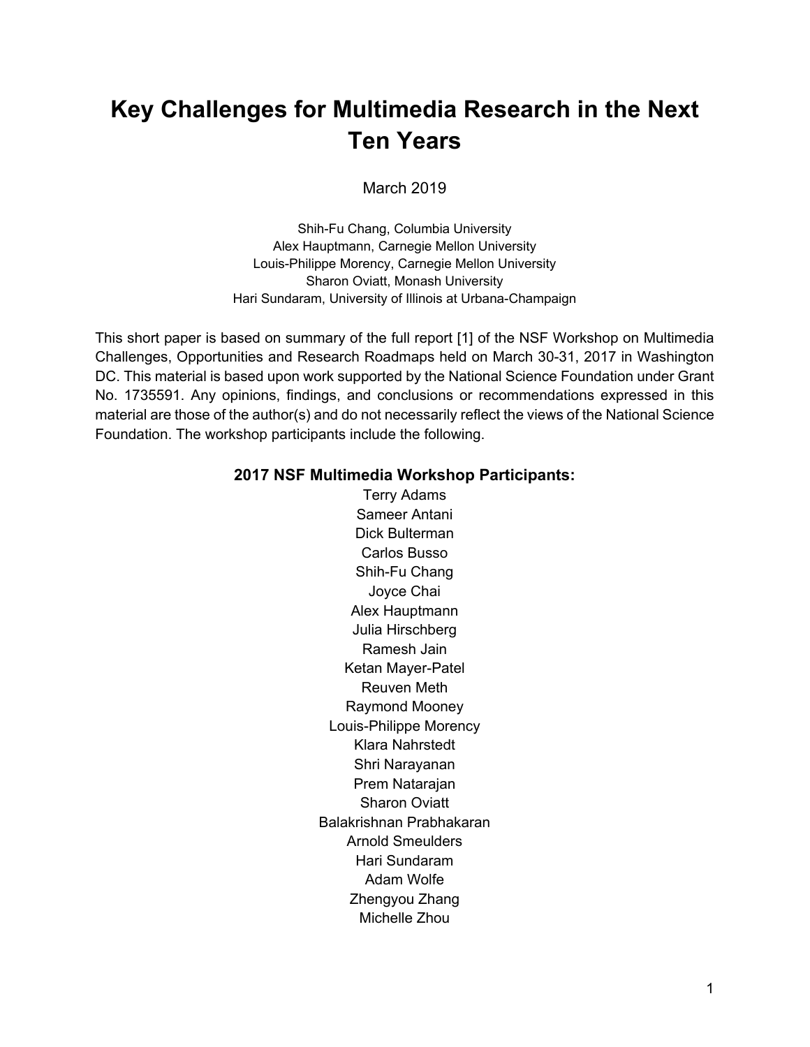# Key Challenges for Multimedia Research in the Next Ten Years

March 2019

Shih-Fu Chang, Columbia University
Alex Hauptmann, Carnegie Mellon University
Louis-Philippe Morency, Carnegie Mellon University
Sharon Oviatt, Monash University
Hari Sundaram, University of Illinois at Urbana-Champaign

This short paper is based on summary of the full report [1] of the NSF Workshop on Multimedia Challenges, Opportunities and Research Roadmaps held on March 30-31, 2017 in Washington DC. This material is based upon work supported by the National Science Foundation under Grant No. 1735591. Any opinions, findings, and conclusions or recommendations expressed in this material are those of the author(s) and do not necessarily reflect the views of the National Science Foundation. The workshop participants include the following.

**2017 NSF Multimedia Workshop Participants:**

Terry Adams
Sameer Antani
Dick Bulterman
Carlos Busso
Shih-Fu Chang
Joyce Chai
Alex Hauptmann
Julia Hirschberg
Ramesh Jain
Ketan Mayer-Patel
Reuven Meth
Raymond Mooney
Louis-Philippe Morency
Klara Nahrstedt
Shri Narayanan
Prem Natarajan
Sharon Oviatt
Balakrishnan Prabhakaran
Arnold Smeulders
Hari Sundaram
Adam Wolfe
Zhengyou Zhang
Michelle Zhou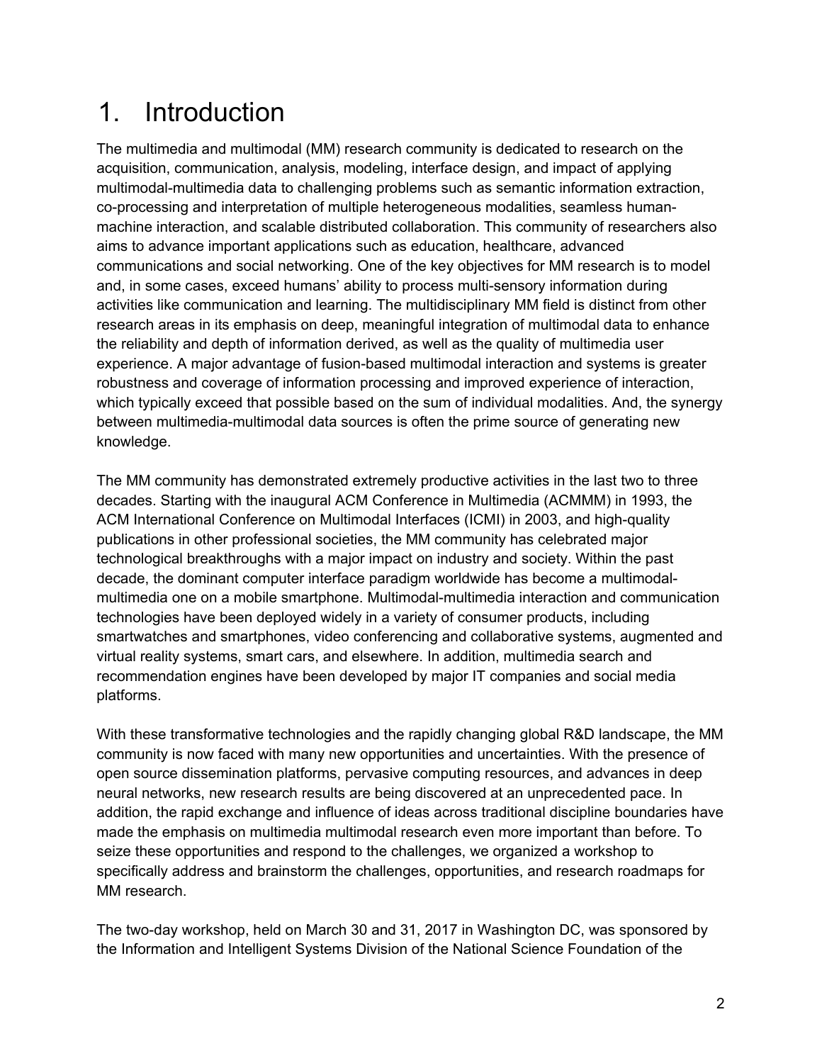# 1. Introduction

The multimedia and multimodal (MM) research community is dedicated to research on the acquisition, communication, analysis, modeling, interface design, and impact of applying multimodal-multimedia data to challenging problems such as semantic information extraction, co-processing and interpretation of multiple heterogeneous modalities, seamless human-machine interaction, and scalable distributed collaboration. This community of researchers also aims to advance important applications such as education, healthcare, advanced communications and social networking. One of the key objectives for MM research is to model and, in some cases, exceed humans' ability to process multi-sensory information during activities like communication and learning. The multidisciplinary MM field is distinct from other research areas in its emphasis on deep, meaningful integration of multimodal data to enhance the reliability and depth of information derived, as well as the quality of multimedia user experience. A major advantage of fusion-based multimodal interaction and systems is greater robustness and coverage of information processing and improved experience of interaction, which typically exceed that possible based on the sum of individual modalities. And, the synergy between multimedia-multimodal data sources is often the prime source of generating new knowledge.

The MM community has demonstrated extremely productive activities in the last two to three decades. Starting with the inaugural ACM Conference in Multimedia (ACMMM) in 1993, the ACM International Conference on Multimodal Interfaces (ICMI) in 2003, and high-quality publications in other professional societies, the MM community has celebrated major technological breakthroughs with a major impact on industry and society. Within the past decade, the dominant computer interface paradigm worldwide has become a multimodal-multimedia one on a mobile smartphone. Multimodal-multimedia interaction and communication technologies have been deployed widely in a variety of consumer products, including smartwatches and smartphones, video conferencing and collaborative systems, augmented and virtual reality systems, smart cars, and elsewhere. In addition, multimedia search and recommendation engines have been developed by major IT companies and social media platforms.

With these transformative technologies and the rapidly changing global R&D landscape, the MM community is now faced with many new opportunities and uncertainties. With the presence of open source dissemination platforms, pervasive computing resources, and advances in deep neural networks, new research results are being discovered at an unprecedented pace. In addition, the rapid exchange and influence of ideas across traditional discipline boundaries have made the emphasis on multimedia multimodal research even more important than before. To seize these opportunities and respond to the challenges, we organized a workshop to specifically address and brainstorm the challenges, opportunities, and research roadmaps for MM research.

The two-day workshop, held on March 30 and 31, 2017 in Washington DC, was sponsored by the Information and Intelligent Systems Division of the National Science Foundation of the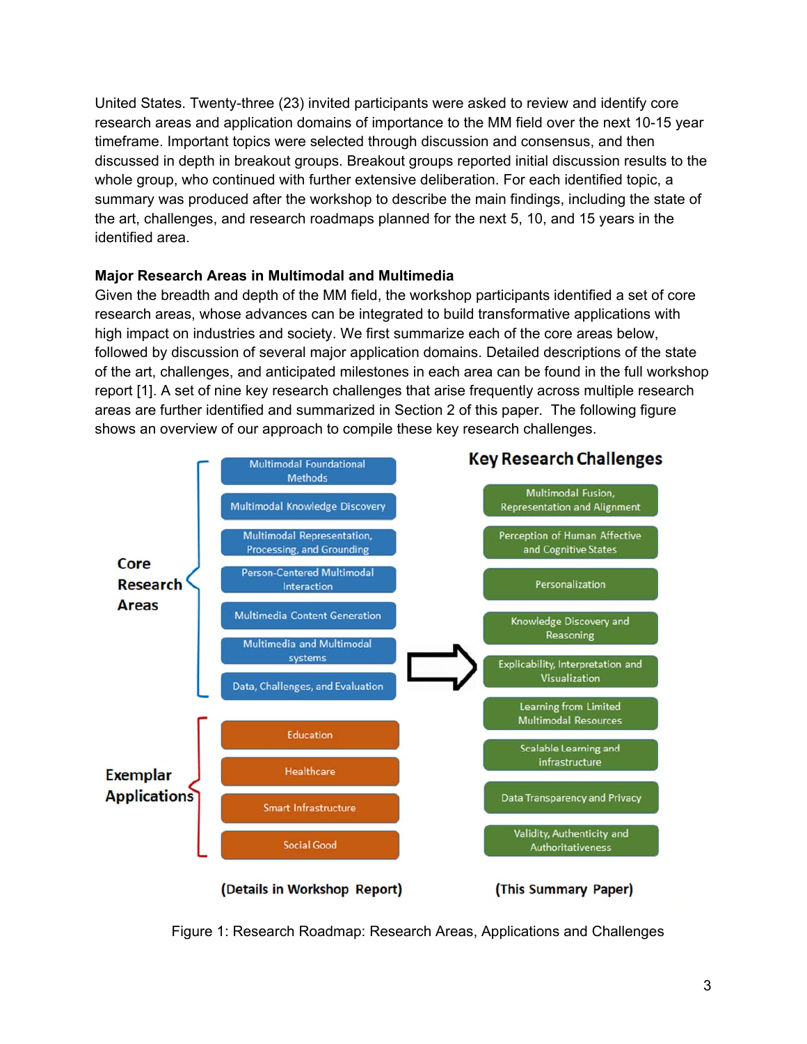United States. Twenty-three (23) invited participants were asked to review and identify core research areas and application domains of importance to the MM field over the next 10-15 year timeframe. Important topics were selected through discussion and consensus, and then discussed in depth in breakout groups. Breakout groups reported initial discussion results to the whole group, who continued with further extensive deliberation. For each identified topic, a summary was produced after the workshop to describe the main findings, including the state of the art, challenges, and research roadmaps planned for the next 5, 10, and 15 years in the identified area.

**Major Research Areas in Multimodal and Multimedia**

Given the breadth and depth of the MM field, the workshop participants identified a set of core research areas, whose advances can be integrated to build transformative applications with high impact on industries and society. We first summarize each of the core areas below, followed by discussion of several major application domains. Detailed descriptions of the state of the art, challenges, and anticipated milestones in each area can be found in the full workshop report [1]. A set of nine key research challenges that arise frequently across multiple research areas are further identified and summarized in Section 2 of this paper. The following figure shows an overview of our approach to compile these key research challenges.

**Core Research Areas**
- Multimodal Foundational Methods
- Multimodal Knowledge Discovery
- Multimodal Representation, Processing, and Grounding
- Person-Centered Multimodal Interaction
- Multimedia Content Generation
- Multimedia and Multimodal systems
- Data, Challenges, and Evaluation

**Exemplar Applications**
- Education
- Healthcare
- Smart Infrastructure
- Social Good

(Details in Workshop Report)

**Key Research Challenges**
- Multimodal Fusion, Representation and Alignment
- Perception of Human Affective and Cognitive States
- Personalization
- Knowledge Discovery and Reasoning
- Explicability, Interpretation and Visualization
- Learning from Limited Multimodal Resources
- Scalable Learning and infrastructure
- Data Transparency and Privacy
- Validity, Authenticity and Authoritativeness

(This Summary Paper)

Figure 1: Research Roadmap: Research Areas, Applications and Challenges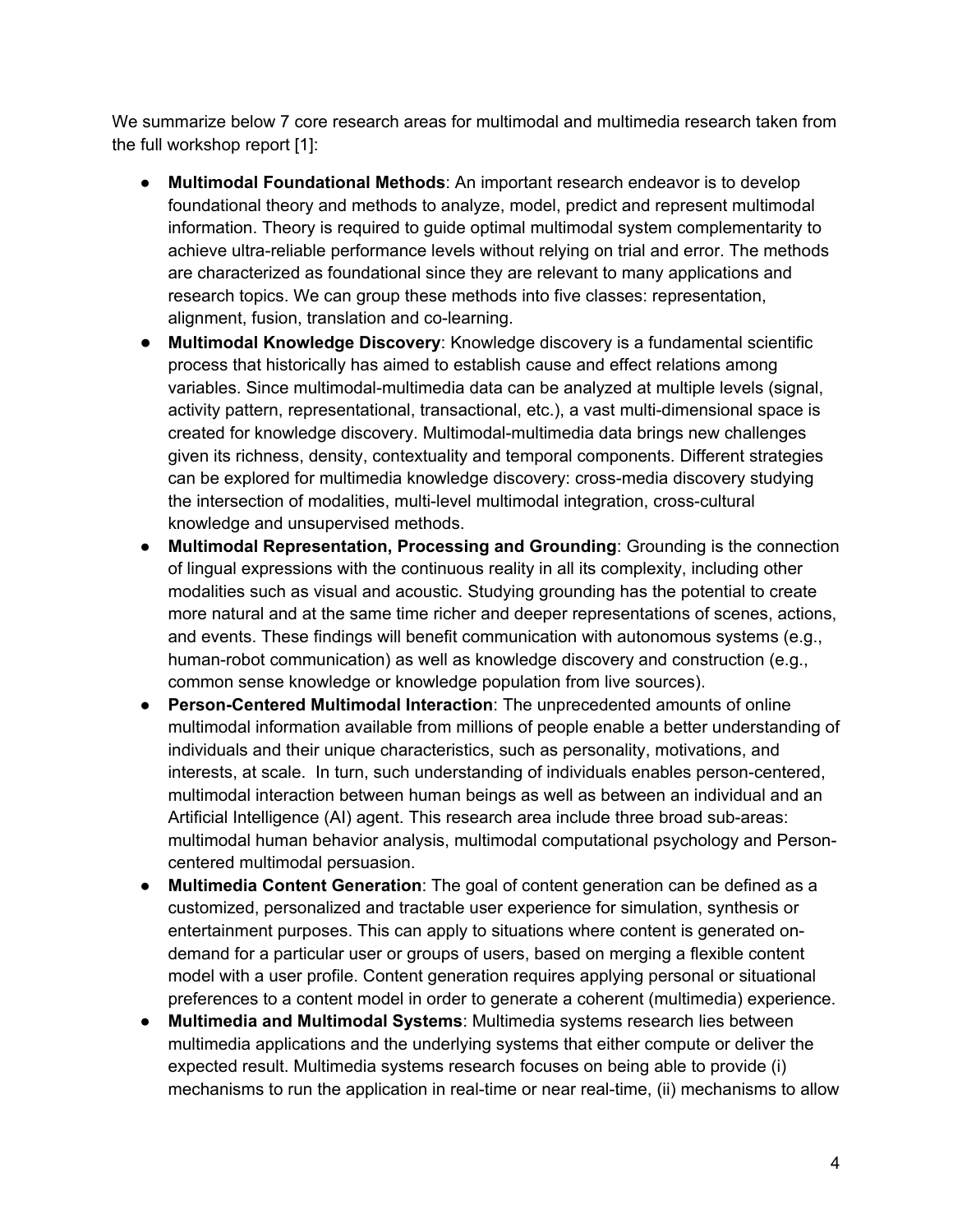We summarize below 7 core research areas for multimodal and multimedia research taken from the full workshop report [1]:

- **Multimodal Foundational Methods**: An important research endeavor is to develop foundational theory and methods to analyze, model, predict and represent multimodal information. Theory is required to guide optimal multimodal system complementarity to achieve ultra-reliable performance levels without relying on trial and error. The methods are characterized as foundational since they are relevant to many applications and research topics. We can group these methods into five classes: representation, alignment, fusion, translation and co-learning.
- **Multimodal Knowledge Discovery**: Knowledge discovery is a fundamental scientific process that historically has aimed to establish cause and effect relations among variables. Since multimodal-multimedia data can be analyzed at multiple levels (signal, activity pattern, representational, transactional, etc.), a vast multi-dimensional space is created for knowledge discovery. Multimodal-multimedia data brings new challenges given its richness, density, contextuality and temporal components. Different strategies can be explored for multimedia knowledge discovery: cross-media discovery studying the intersection of modalities, multi-level multimodal integration, cross-cultural knowledge and unsupervised methods.
- **Multimodal Representation, Processing and Grounding**: Grounding is the connection of lingual expressions with the continuous reality in all its complexity, including other modalities such as visual and acoustic. Studying grounding has the potential to create more natural and at the same time richer and deeper representations of scenes, actions, and events. These findings will benefit communication with autonomous systems (e.g., human-robot communication) as well as knowledge discovery and construction (e.g., common sense knowledge or knowledge population from live sources).
- **Person-Centered Multimodal Interaction**: The unprecedented amounts of online multimodal information available from millions of people enable a better understanding of individuals and their unique characteristics, such as personality, motivations, and interests, at scale. In turn, such understanding of individuals enables person-centered, multimodal interaction between human beings as well as between an individual and an Artificial Intelligence (AI) agent. This research area include three broad sub-areas: multimodal human behavior analysis, multimodal computational psychology and Person-centered multimodal persuasion.
- **Multimedia Content Generation**: The goal of content generation can be defined as a customized, personalized and tractable user experience for simulation, synthesis or entertainment purposes. This can apply to situations where content is generated on-demand for a particular user or groups of users, based on merging a flexible content model with a user profile. Content generation requires applying personal or situational preferences to a content model in order to generate a coherent (multimedia) experience.
- **Multimedia and Multimodal Systems**: Multimedia systems research lies between multimedia applications and the underlying systems that either compute or deliver the expected result. Multimedia systems research focuses on being able to provide (i) mechanisms to run the application in real-time or near real-time, (ii) mechanisms to allow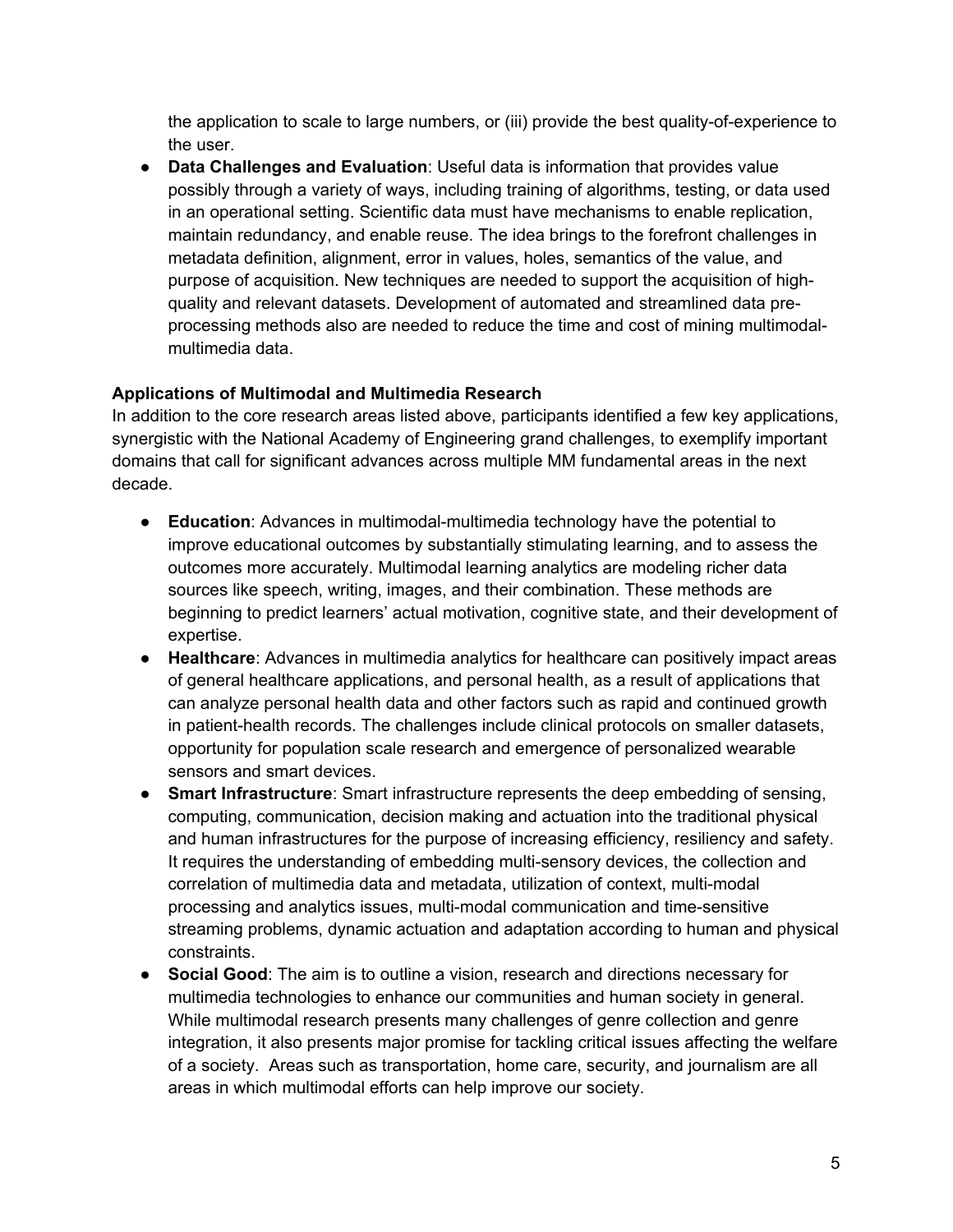the application to scale to large numbers, or (iii) provide the best quality-of-experience to the user.

- **Data Challenges and Evaluation**: Useful data is information that provides value possibly through a variety of ways, including training of algorithms, testing, or data used in an operational setting. Scientific data must have mechanisms to enable replication, maintain redundancy, and enable reuse. The idea brings to the forefront challenges in metadata definition, alignment, error in values, holes, semantics of the value, and purpose of acquisition. New techniques are needed to support the acquisition of high-quality and relevant datasets. Development of automated and streamlined data pre-processing methods also are needed to reduce the time and cost of mining multimodal-multimedia data.

**Applications of Multimodal and Multimedia Research**

In addition to the core research areas listed above, participants identified a few key applications, synergistic with the National Academy of Engineering grand challenges, to exemplify important domains that call for significant advances across multiple MM fundamental areas in the next decade.

- **Education**: Advances in multimodal-multimedia technology have the potential to improve educational outcomes by substantially stimulating learning, and to assess the outcomes more accurately. Multimodal learning analytics are modeling richer data sources like speech, writing, images, and their combination. These methods are beginning to predict learners' actual motivation, cognitive state, and their development of expertise.
- **Healthcare**: Advances in multimedia analytics for healthcare can positively impact areas of general healthcare applications, and personal health, as a result of applications that can analyze personal health data and other factors such as rapid and continued growth in patient-health records. The challenges include clinical protocols on smaller datasets, opportunity for population scale research and emergence of personalized wearable sensors and smart devices.
- **Smart Infrastructure**: Smart infrastructure represents the deep embedding of sensing, computing, communication, decision making and actuation into the traditional physical and human infrastructures for the purpose of increasing efficiency, resiliency and safety. It requires the understanding of embedding multi-sensory devices, the collection and correlation of multimedia data and metadata, utilization of context, multi-modal processing and analytics issues, multi-modal communication and time-sensitive streaming problems, dynamic actuation and adaptation according to human and physical constraints.
- **Social Good**: The aim is to outline a vision, research and directions necessary for multimedia technologies to enhance our communities and human society in general. While multimodal research presents many challenges of genre collection and genre integration, it also presents major promise for tackling critical issues affecting the welfare of a society. Areas such as transportation, home care, security, and journalism are all areas in which multimodal efforts can help improve our society.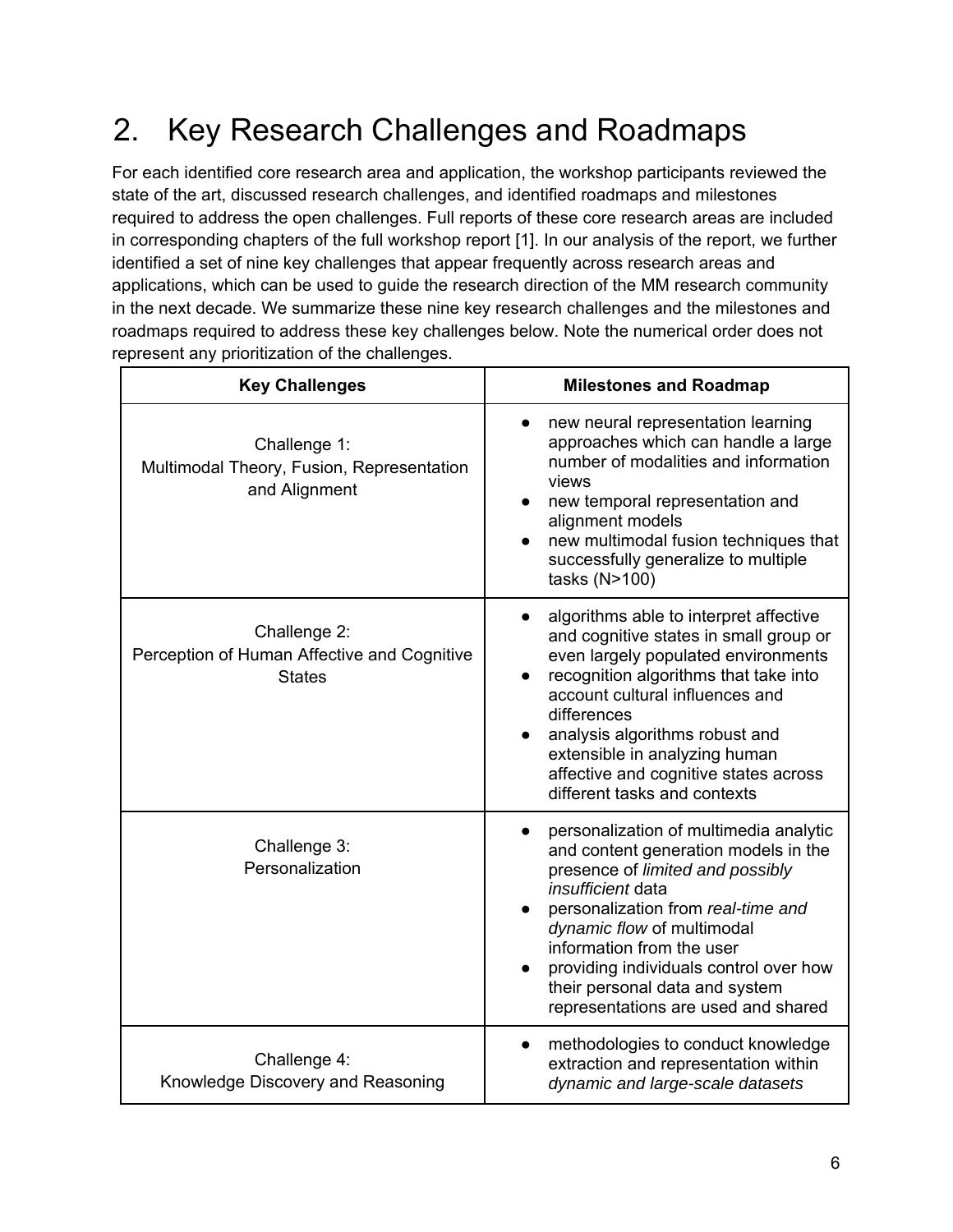# 2. Key Research Challenges and Roadmaps

For each identified core research area and application, the workshop participants reviewed the state of the art, discussed research challenges, and identified roadmaps and milestones required to address the open challenges. Full reports of these core research areas are included in corresponding chapters of the full workshop report [1]. In our analysis of the report, we further identified a set of nine key challenges that appear frequently across research areas and applications, which can be used to guide the research direction of the MM research community in the next decade. We summarize these nine key research challenges and the milestones and roadmaps required to address these key challenges below. Note the numerical order does not represent any prioritization of the challenges.

| Key Challenges | Milestones and Roadmap |
| --- | --- |
| Challenge 1:<br>Multimodal Theory, Fusion, Representation and Alignment | • new neural representation learning approaches which can handle a large number of modalities and information views<br>• new temporal representation and alignment models<br>• new multimodal fusion techniques that successfully generalize to multiple tasks (N>100) |
| Challenge 2:<br>Perception of Human Affective and Cognitive States | • algorithms able to interpret affective and cognitive states in small group or even largely populated environments<br>• recognition algorithms that take into account cultural influences and differences<br>• analysis algorithms robust and extensible in analyzing human affective and cognitive states across different tasks and contexts |
| Challenge 3:<br>Personalization | • personalization of multimedia analytic and content generation models in the presence of *limited and possibly insufficient* data<br>• personalization from *real-time and dynamic flow* of multimodal information from the user<br>• providing individuals control over how their personal data and system representations are used and shared |
| Challenge 4:<br>Knowledge Discovery and Reasoning | • methodologies to conduct knowledge extraction and representation within *dynamic and large-scale datasets* |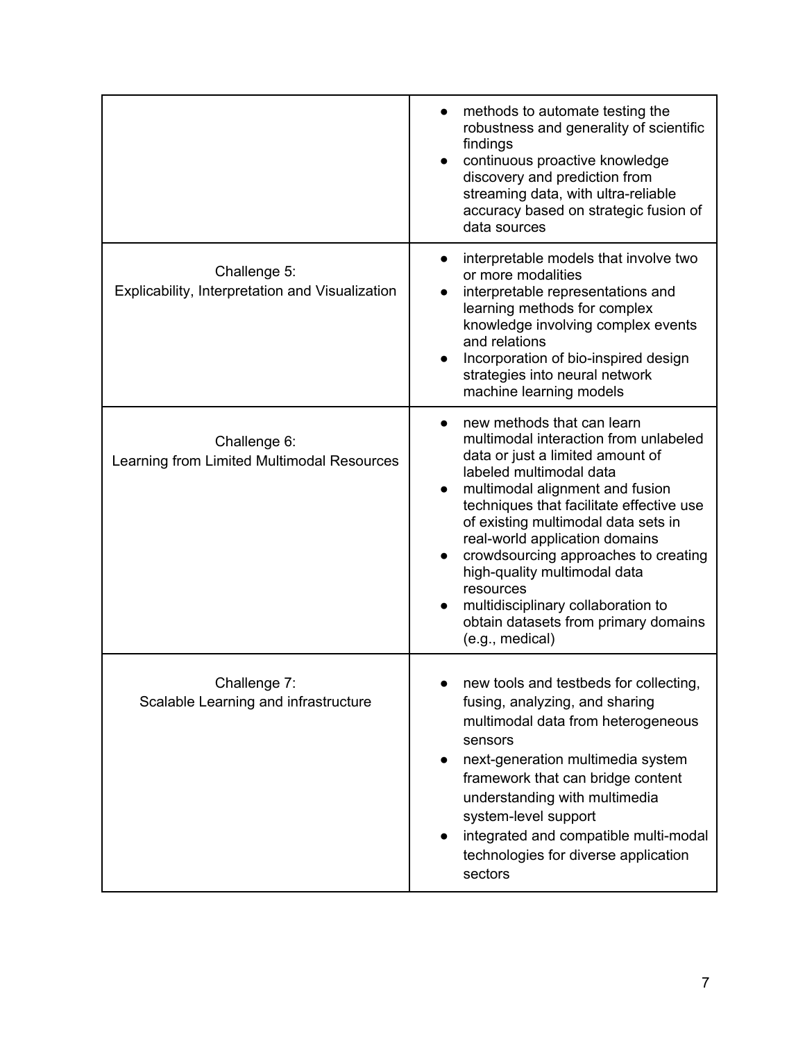| | |
|---|---|
| | • methods to automate testing the robustness and generality of scientific findings<br>• continuous proactive knowledge discovery and prediction from streaming data, with ultra-reliable accuracy based on strategic fusion of data sources |
| Challenge 5:<br>Explicability, Interpretation and Visualization | • interpretable models that involve two or more modalities<br>• interpretable representations and learning methods for complex knowledge involving complex events and relations<br>• Incorporation of bio-inspired design strategies into neural network machine learning models |
| Challenge 6:<br>Learning from Limited Multimodal Resources | • new methods that can learn multimodal interaction from unlabeled data or just a limited amount of labeled multimodal data<br>• multimodal alignment and fusion techniques that facilitate effective use of existing multimodal data sets in real-world application domains<br>• crowdsourcing approaches to creating high-quality multimodal data resources<br>• multidisciplinary collaboration to obtain datasets from primary domains (e.g., medical) |
| Challenge 7:<br>Scalable Learning and infrastructure | • new tools and testbeds for collecting, fusing, analyzing, and sharing multimodal data from heterogeneous sensors<br>• next-generation multimedia system framework that can bridge content understanding with multimedia system-level support<br>• integrated and compatible multi-modal technologies for diverse application sectors |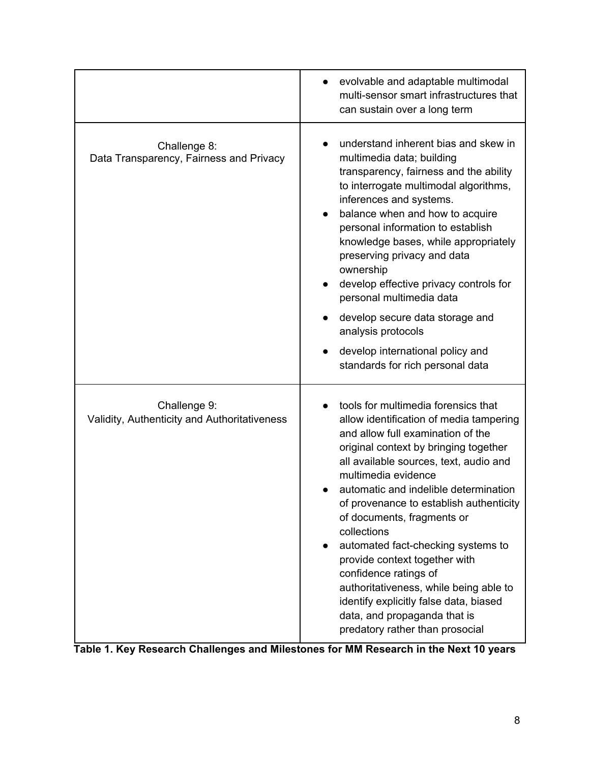| | |
|---|---|
| | • evolvable and adaptable multimodal multi-sensor smart infrastructures that can sustain over a long term |
| Challenge 8:<br>Data Transparency, Fairness and Privacy | • understand inherent bias and skew in multimedia data; building transparency, fairness and the ability to interrogate multimodal algorithms, inferences and systems.<br>• balance when and how to acquire personal information to establish knowledge bases, while appropriately preserving privacy and data ownership<br>• develop effective privacy controls for personal multimedia data<br>• develop secure data storage and analysis protocols<br>• develop international policy and standards for rich personal data |
| Challenge 9:<br>Validity, Authenticity and Authoritativeness | • tools for multimedia forensics that allow identification of media tampering and allow full examination of the original context by bringing together all available sources, text, audio and multimedia evidence<br>• automatic and indelible determination of provenance to establish authenticity of documents, fragments or collections<br>• automated fact-checking systems to provide context together with confidence ratings of authoritativeness, while being able to identify explicitly false data, biased data, and propaganda that is predatory rather than prosocial |

**Table 1. Key Research Challenges and Milestones for MM Research in the Next 10 years**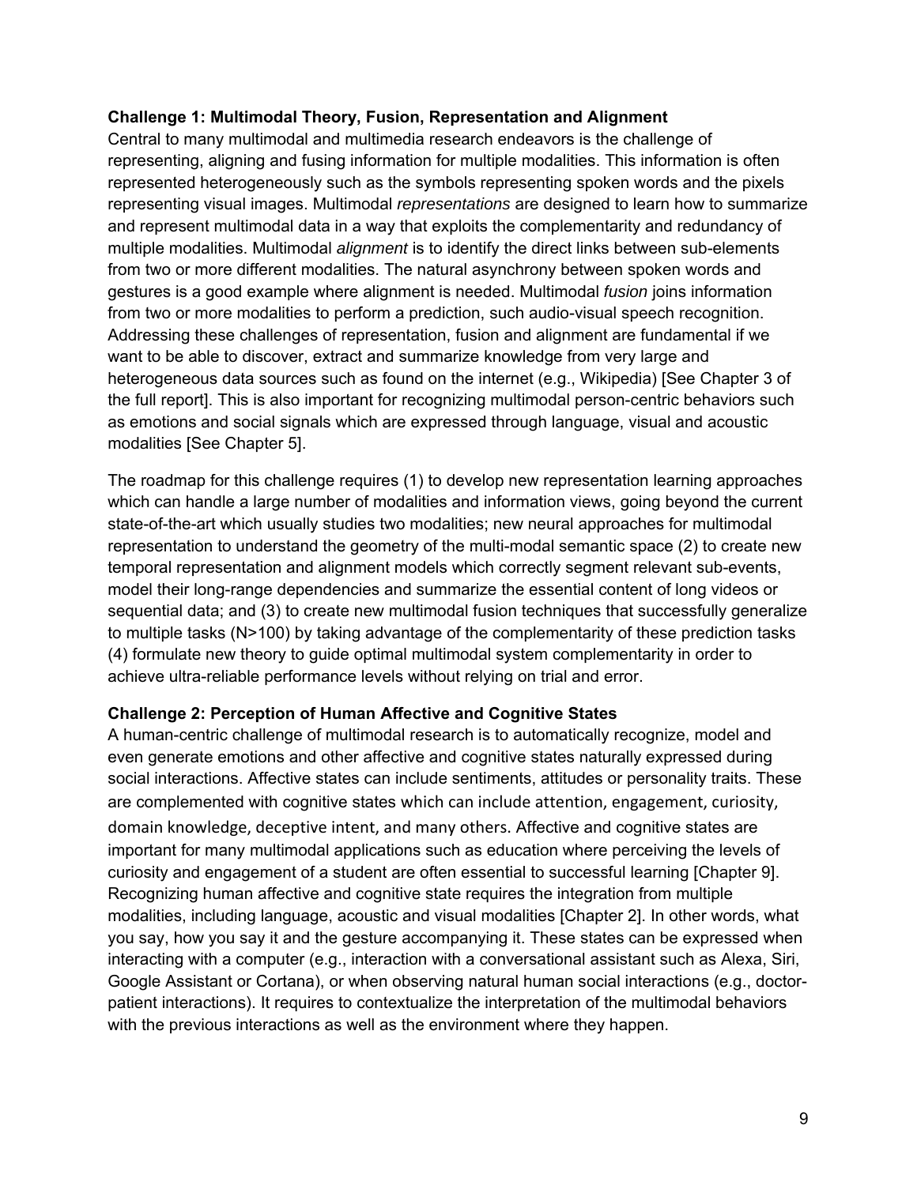**Challenge 1: Multimodal Theory, Fusion, Representation and Alignment**

Central to many multimodal and multimedia research endeavors is the challenge of representing, aligning and fusing information for multiple modalities. This information is often represented heterogeneously such as the symbols representing spoken words and the pixels representing visual images. Multimodal *representations* are designed to learn how to summarize and represent multimodal data in a way that exploits the complementarity and redundancy of multiple modalities. Multimodal *alignment* is to identify the direct links between sub-elements from two or more different modalities. The natural asynchrony between spoken words and gestures is a good example where alignment is needed. Multimodal *fusion* joins information from two or more modalities to perform a prediction, such audio-visual speech recognition. Addressing these challenges of representation, fusion and alignment are fundamental if we want to be able to discover, extract and summarize knowledge from very large and heterogeneous data sources such as found on the internet (e.g., Wikipedia) [See Chapter 3 of the full report]. This is also important for recognizing multimodal person-centric behaviors such as emotions and social signals which are expressed through language, visual and acoustic modalities [See Chapter 5].

The roadmap for this challenge requires (1) to develop new representation learning approaches which can handle a large number of modalities and information views, going beyond the current state-of-the-art which usually studies two modalities; new neural approaches for multimodal representation to understand the geometry of the multi-modal semantic space (2) to create new temporal representation and alignment models which correctly segment relevant sub-events, model their long-range dependencies and summarize the essential content of long videos or sequential data; and (3) to create new multimodal fusion techniques that successfully generalize to multiple tasks (N>100) by taking advantage of the complementarity of these prediction tasks (4) formulate new theory to guide optimal multimodal system complementarity in order to achieve ultra-reliable performance levels without relying on trial and error.

**Challenge 2: Perception of Human Affective and Cognitive States**

A human-centric challenge of multimodal research is to automatically recognize, model and even generate emotions and other affective and cognitive states naturally expressed during social interactions. Affective states can include sentiments, attitudes or personality traits. These are complemented with cognitive states which can include attention, engagement, curiosity, domain knowledge, deceptive intent, and many others. Affective and cognitive states are important for many multimodal applications such as education where perceiving the levels of curiosity and engagement of a student are often essential to successful learning [Chapter 9]. Recognizing human affective and cognitive state requires the integration from multiple modalities, including language, acoustic and visual modalities [Chapter 2]. In other words, what you say, how you say it and the gesture accompanying it. These states can be expressed when interacting with a computer (e.g., interaction with a conversational assistant such as Alexa, Siri, Google Assistant or Cortana), or when observing natural human social interactions (e.g., doctor-patient interactions). It requires to contextualize the interpretation of the multimodal behaviors with the previous interactions as well as the environment where they happen.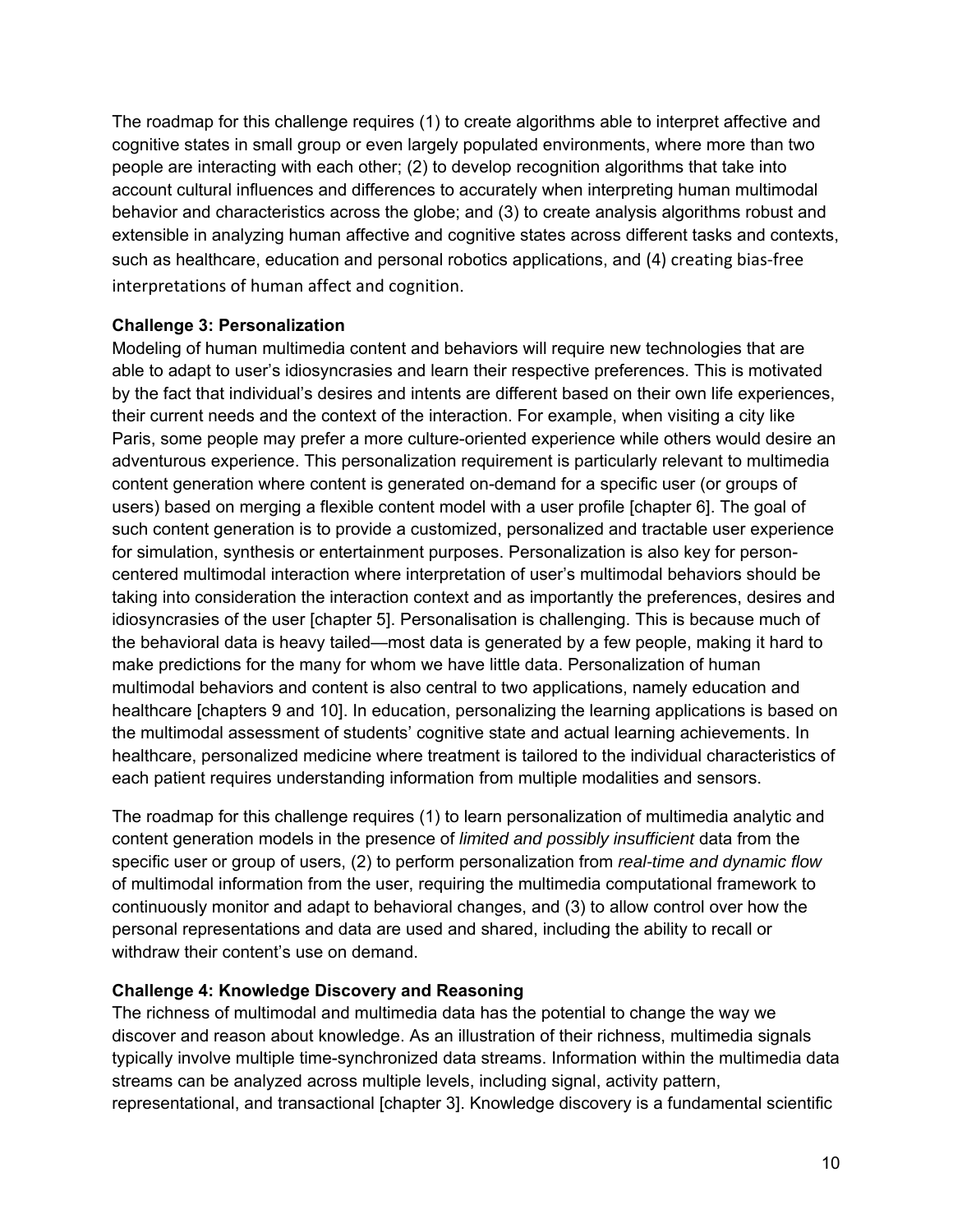The roadmap for this challenge requires (1) to create algorithms able to interpret affective and cognitive states in small group or even largely populated environments, where more than two people are interacting with each other; (2) to develop recognition algorithms that take into account cultural influences and differences to accurately when interpreting human multimodal behavior and characteristics across the globe; and (3) to create analysis algorithms robust and extensible in analyzing human affective and cognitive states across different tasks and contexts, such as healthcare, education and personal robotics applications, and (4) creating bias-free interpretations of human affect and cognition.

**Challenge 3: Personalization**

Modeling of human multimedia content and behaviors will require new technologies that are able to adapt to user's idiosyncrasies and learn their respective preferences. This is motivated by the fact that individual's desires and intents are different based on their own life experiences, their current needs and the context of the interaction. For example, when visiting a city like Paris, some people may prefer a more culture-oriented experience while others would desire an adventurous experience. This personalization requirement is particularly relevant to multimedia content generation where content is generated on-demand for a specific user (or groups of users) based on merging a flexible content model with a user profile [chapter 6]. The goal of such content generation is to provide a customized, personalized and tractable user experience for simulation, synthesis or entertainment purposes. Personalization is also key for person-centered multimodal interaction where interpretation of user's multimodal behaviors should be taking into consideration the interaction context and as importantly the preferences, desires and idiosyncrasies of the user [chapter 5]. Personalisation is challenging. This is because much of the behavioral data is heavy tailed—most data is generated by a few people, making it hard to make predictions for the many for whom we have little data. Personalization of human multimodal behaviors and content is also central to two applications, namely education and healthcare [chapters 9 and 10]. In education, personalizing the learning applications is based on the multimodal assessment of students' cognitive state and actual learning achievements. In healthcare, personalized medicine where treatment is tailored to the individual characteristics of each patient requires understanding information from multiple modalities and sensors.

The roadmap for this challenge requires (1) to learn personalization of multimedia analytic and content generation models in the presence of *limited and possibly insufficient* data from the specific user or group of users, (2) to perform personalization from *real-time and dynamic flow* of multimodal information from the user, requiring the multimedia computational framework to continuously monitor and adapt to behavioral changes, and (3) to allow control over how the personal representations and data are used and shared, including the ability to recall or withdraw their content's use on demand.

**Challenge 4: Knowledge Discovery and Reasoning**

The richness of multimodal and multimedia data has the potential to change the way we discover and reason about knowledge. As an illustration of their richness, multimedia signals typically involve multiple time-synchronized data streams. Information within the multimedia data streams can be analyzed across multiple levels, including signal, activity pattern, representational, and transactional [chapter 3]. Knowledge discovery is a fundamental scientific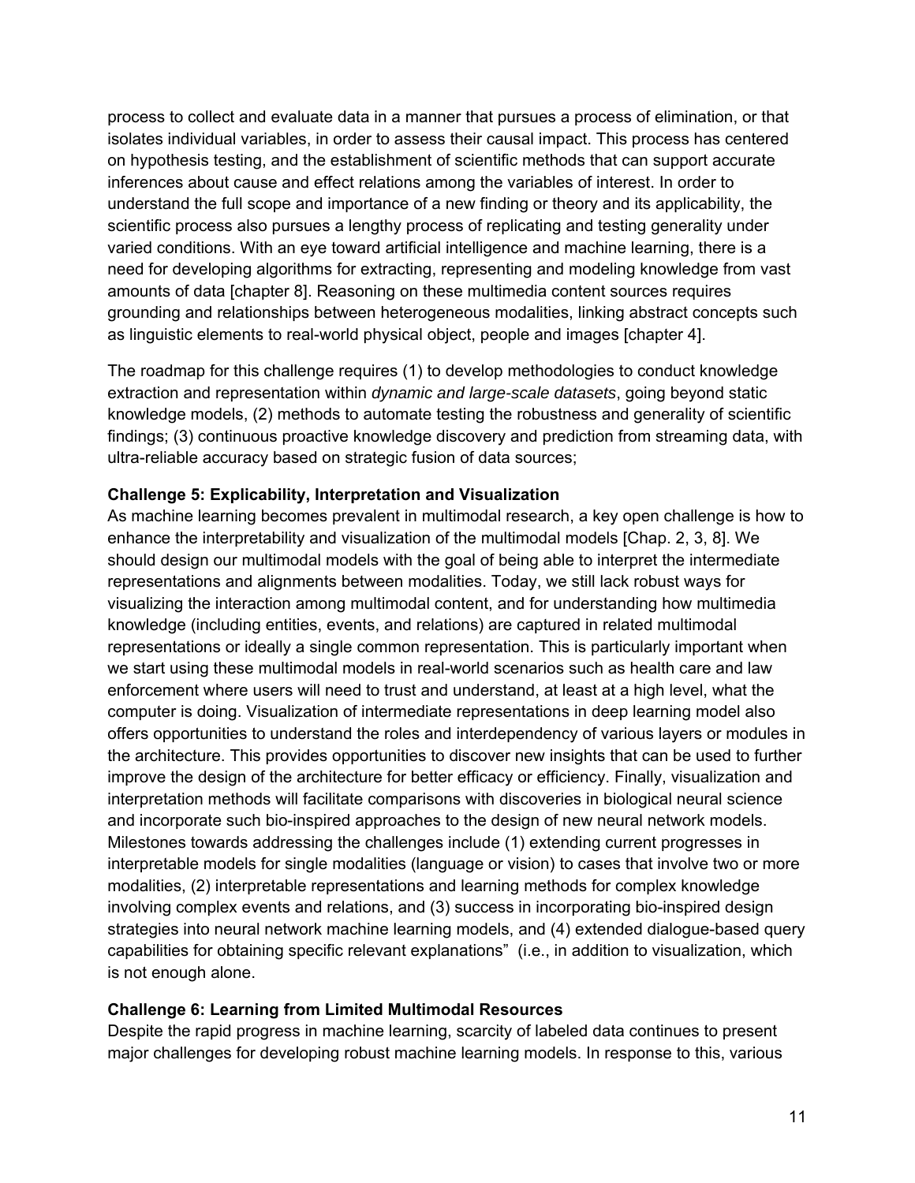process to collect and evaluate data in a manner that pursues a process of elimination, or that isolates individual variables, in order to assess their causal impact. This process has centered on hypothesis testing, and the establishment of scientific methods that can support accurate inferences about cause and effect relations among the variables of interest. In order to understand the full scope and importance of a new finding or theory and its applicability, the scientific process also pursues a lengthy process of replicating and testing generality under varied conditions. With an eye toward artificial intelligence and machine learning, there is a need for developing algorithms for extracting, representing and modeling knowledge from vast amounts of data [chapter 8]. Reasoning on these multimedia content sources requires grounding and relationships between heterogeneous modalities, linking abstract concepts such as linguistic elements to real-world physical object, people and images [chapter 4].

The roadmap for this challenge requires (1) to develop methodologies to conduct knowledge extraction and representation within *dynamic and large-scale datasets*, going beyond static knowledge models, (2) methods to automate testing the robustness and generality of scientific findings; (3) continuous proactive knowledge discovery and prediction from streaming data, with ultra-reliable accuracy based on strategic fusion of data sources;

**Challenge 5: Explicability, Interpretation and Visualization**

As machine learning becomes prevalent in multimodal research, a key open challenge is how to enhance the interpretability and visualization of the multimodal models [Chap. 2, 3, 8]. We should design our multimodal models with the goal of being able to interpret the intermediate representations and alignments between modalities. Today, we still lack robust ways for visualizing the interaction among multimodal content, and for understanding how multimedia knowledge (including entities, events, and relations) are captured in related multimodal representations or ideally a single common representation. This is particularly important when we start using these multimodal models in real-world scenarios such as health care and law enforcement where users will need to trust and understand, at least at a high level, what the computer is doing. Visualization of intermediate representations in deep learning model also offers opportunities to understand the roles and interdependency of various layers or modules in the architecture. This provides opportunities to discover new insights that can be used to further improve the design of the architecture for better efficacy or efficiency. Finally, visualization and interpretation methods will facilitate comparisons with discoveries in biological neural science and incorporate such bio-inspired approaches to the design of new neural network models. Milestones towards addressing the challenges include (1) extending current progresses in interpretable models for single modalities (language or vision) to cases that involve two or more modalities, (2) interpretable representations and learning methods for complex knowledge involving complex events and relations, and (3) success in incorporating bio-inspired design strategies into neural network machine learning models, and (4) extended dialogue-based query capabilities for obtaining specific relevant explanations" (i.e., in addition to visualization, which is not enough alone.

**Challenge 6: Learning from Limited Multimodal Resources**

Despite the rapid progress in machine learning, scarcity of labeled data continues to present major challenges for developing robust machine learning models. In response to this, various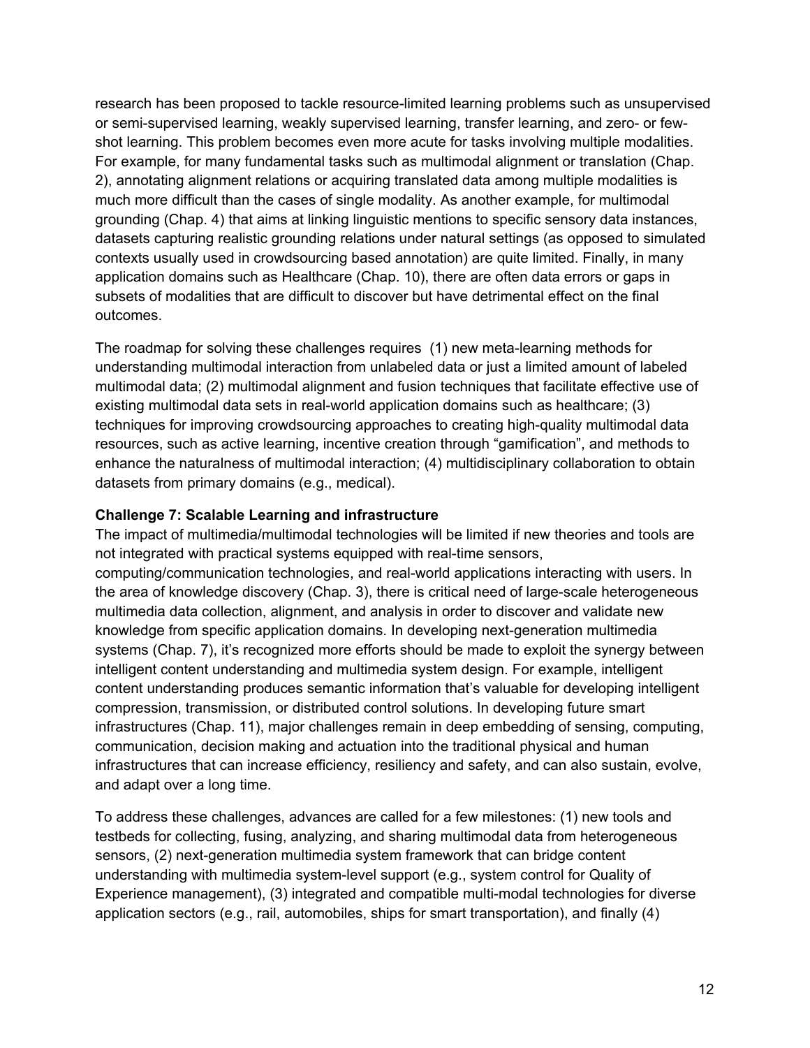research has been proposed to tackle resource-limited learning problems such as unsupervised or semi-supervised learning, weakly supervised learning, transfer learning, and zero- or few-shot learning. This problem becomes even more acute for tasks involving multiple modalities. For example, for many fundamental tasks such as multimodal alignment or translation (Chap. 2), annotating alignment relations or acquiring translated data among multiple modalities is much more difficult than the cases of single modality. As another example, for multimodal grounding (Chap. 4) that aims at linking linguistic mentions to specific sensory data instances, datasets capturing realistic grounding relations under natural settings (as opposed to simulated contexts usually used in crowdsourcing based annotation) are quite limited. Finally, in many application domains such as Healthcare (Chap. 10), there are often data errors or gaps in subsets of modalities that are difficult to discover but have detrimental effect on the final outcomes.

The roadmap for solving these challenges requires (1) new meta-learning methods for understanding multimodal interaction from unlabeled data or just a limited amount of labeled multimodal data; (2) multimodal alignment and fusion techniques that facilitate effective use of existing multimodal data sets in real-world application domains such as healthcare; (3) techniques for improving crowdsourcing approaches to creating high-quality multimodal data resources, such as active learning, incentive creation through "gamification", and methods to enhance the naturalness of multimodal interaction; (4) multidisciplinary collaboration to obtain datasets from primary domains (e.g., medical).

**Challenge 7: Scalable Learning and infrastructure**

The impact of multimedia/multimodal technologies will be limited if new theories and tools are not integrated with practical systems equipped with real-time sensors, computing/communication technologies, and real-world applications interacting with users. In the area of knowledge discovery (Chap. 3), there is critical need of large-scale heterogeneous multimedia data collection, alignment, and analysis in order to discover and validate new knowledge from specific application domains. In developing next-generation multimedia systems (Chap. 7), it's recognized more efforts should be made to exploit the synergy between intelligent content understanding and multimedia system design. For example, intelligent content understanding produces semantic information that's valuable for developing intelligent compression, transmission, or distributed control solutions. In developing future smart infrastructures (Chap. 11), major challenges remain in deep embedding of sensing, computing, communication, decision making and actuation into the traditional physical and human infrastructures that can increase efficiency, resiliency and safety, and can also sustain, evolve, and adapt over a long time.

To address these challenges, advances are called for a few milestones: (1) new tools and testbeds for collecting, fusing, analyzing, and sharing multimodal data from heterogeneous sensors, (2) next-generation multimedia system framework that can bridge content understanding with multimedia system-level support (e.g., system control for Quality of Experience management), (3) integrated and compatible multi-modal technologies for diverse application sectors (e.g., rail, automobiles, ships for smart transportation), and finally (4)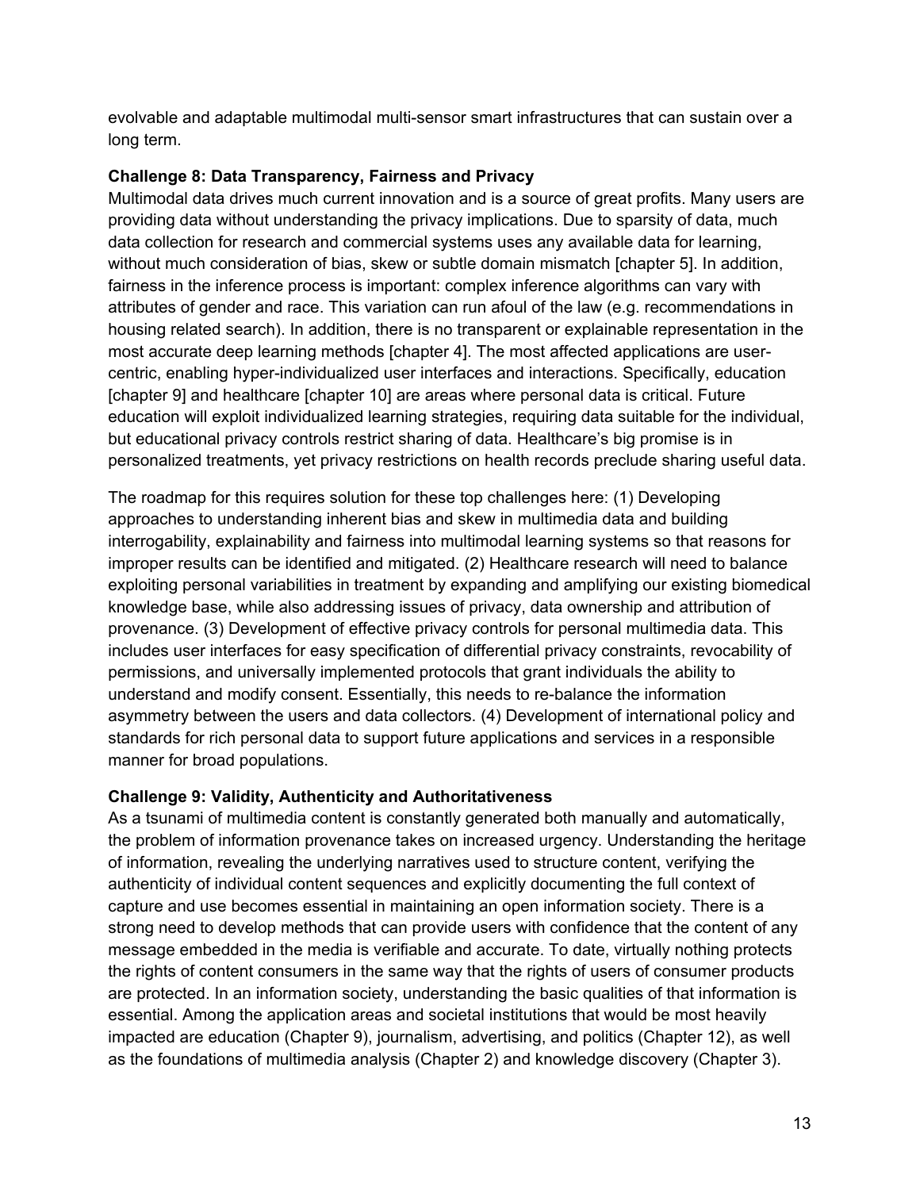evolvable and adaptable multimodal multi-sensor smart infrastructures that can sustain over a long term.

**Challenge 8: Data Transparency, Fairness and Privacy**

Multimodal data drives much current innovation and is a source of great profits. Many users are providing data without understanding the privacy implications. Due to sparsity of data, much data collection for research and commercial systems uses any available data for learning, without much consideration of bias, skew or subtle domain mismatch [chapter 5]. In addition, fairness in the inference process is important: complex inference algorithms can vary with attributes of gender and race. This variation can run afoul of the law (e.g. recommendations in housing related search). In addition, there is no transparent or explainable representation in the most accurate deep learning methods [chapter 4]. The most affected applications are user-centric, enabling hyper-individualized user interfaces and interactions. Specifically, education [chapter 9] and healthcare [chapter 10] are areas where personal data is critical. Future education will exploit individualized learning strategies, requiring data suitable for the individual, but educational privacy controls restrict sharing of data. Healthcare's big promise is in personalized treatments, yet privacy restrictions on health records preclude sharing useful data.

The roadmap for this requires solution for these top challenges here: (1) Developing approaches to understanding inherent bias and skew in multimedia data and building interrogability, explainability and fairness into multimodal learning systems so that reasons for improper results can be identified and mitigated. (2) Healthcare research will need to balance exploiting personal variabilities in treatment by expanding and amplifying our existing biomedical knowledge base, while also addressing issues of privacy, data ownership and attribution of provenance. (3) Development of effective privacy controls for personal multimedia data. This includes user interfaces for easy specification of differential privacy constraints, revocability of permissions, and universally implemented protocols that grant individuals the ability to understand and modify consent. Essentially, this needs to re-balance the information asymmetry between the users and data collectors. (4) Development of international policy and standards for rich personal data to support future applications and services in a responsible manner for broad populations.

**Challenge 9: Validity, Authenticity and Authoritativeness**

As a tsunami of multimedia content is constantly generated both manually and automatically, the problem of information provenance takes on increased urgency. Understanding the heritage of information, revealing the underlying narratives used to structure content, verifying the authenticity of individual content sequences and explicitly documenting the full context of capture and use becomes essential in maintaining an open information society. There is a strong need to develop methods that can provide users with confidence that the content of any message embedded in the media is verifiable and accurate. To date, virtually nothing protects the rights of content consumers in the same way that the rights of users of consumer products are protected. In an information society, understanding the basic qualities of that information is essential. Among the application areas and societal institutions that would be most heavily impacted are education (Chapter 9), journalism, advertising, and politics (Chapter 12), as well as the foundations of multimedia analysis (Chapter 2) and knowledge discovery (Chapter 3).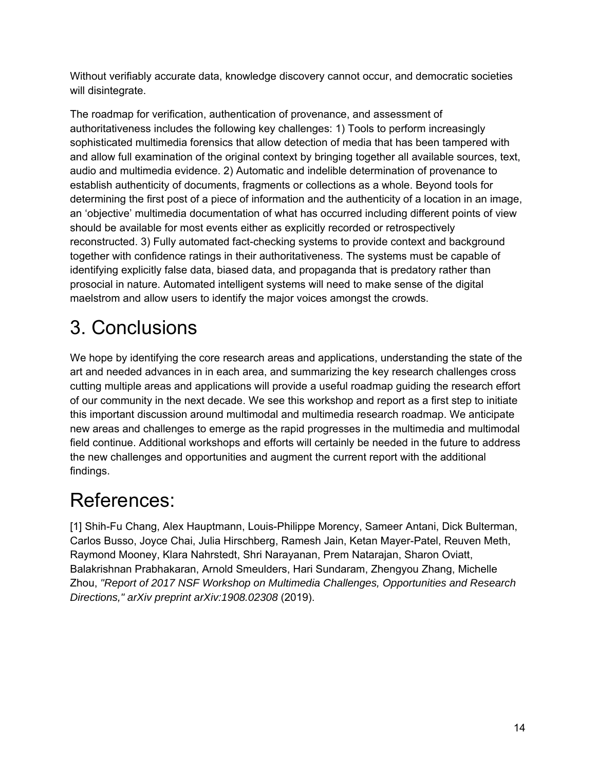Without verifiably accurate data, knowledge discovery cannot occur, and democratic societies will disintegrate.

The roadmap for verification, authentication of provenance, and assessment of authoritativeness includes the following key challenges: 1) Tools to perform increasingly sophisticated multimedia forensics that allow detection of media that has been tampered with and allow full examination of the original context by bringing together all available sources, text, audio and multimedia evidence. 2) Automatic and indelible determination of provenance to establish authenticity of documents, fragments or collections as a whole. Beyond tools for determining the first post of a piece of information and the authenticity of a location in an image, an 'objective' multimedia documentation of what has occurred including different points of view should be available for most events either as explicitly recorded or retrospectively reconstructed. 3) Fully automated fact-checking systems to provide context and background together with confidence ratings in their authoritativeness. The systems must be capable of identifying explicitly false data, biased data, and propaganda that is predatory rather than prosocial in nature. Automated intelligent systems will need to make sense of the digital maelstrom and allow users to identify the major voices amongst the crowds.

# 3. Conclusions

We hope by identifying the core research areas and applications, understanding the state of the art and needed advances in in each area, and summarizing the key research challenges cross cutting multiple areas and applications will provide a useful roadmap guiding the research effort of our community in the next decade. We see this workshop and report as a first step to initiate this important discussion around multimodal and multimedia research roadmap. We anticipate new areas and challenges to emerge as the rapid progresses in the multimedia and multimodal field continue. Additional workshops and efforts will certainly be needed in the future to address the new challenges and opportunities and augment the current report with the additional findings.

# References:

[1] Shih-Fu Chang, Alex Hauptmann, Louis-Philippe Morency, Sameer Antani, Dick Bulterman, Carlos Busso, Joyce Chai, Julia Hirschberg, Ramesh Jain, Ketan Mayer-Patel, Reuven Meth, Raymond Mooney, Klara Nahrstedt, Shri Narayanan, Prem Natarajan, Sharon Oviatt, Balakrishnan Prabhakaran, Arnold Smeulders, Hari Sundaram, Zhengyou Zhang, Michelle Zhou, *"Report of 2017 NSF Workshop on Multimedia Challenges, Opportunities and Research Directions," arXiv preprint arXiv:1908.02308* (2019).